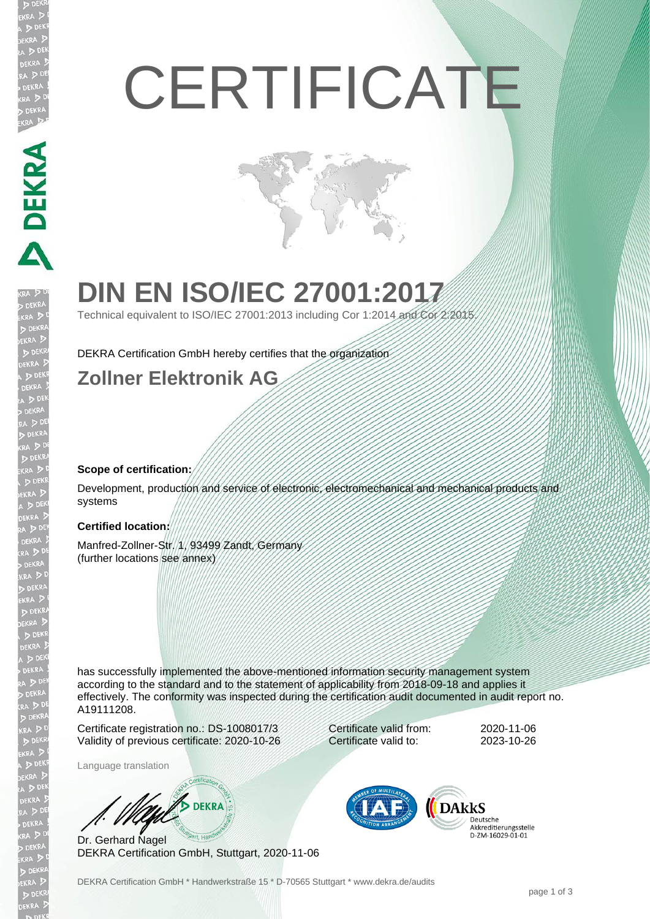# CERTIFICATE

## DIN EN ISO/IEC 27001:2017

Technical equivalent to ISO/IEC 27001:2013 including Cor 1:2014 and Cor 2:2015.

DEKRA Certification GmbH hereby certifies that the organization

## Zollner Elektronik AG

**Scope of certification:**

Development, production and service of electronic, electromechanical and mechanical products and systems

**Certified location:**

Manfred-Zollner-Str. 1, 93499 Zandt, Germany
(further locations see annex)

has successfully implemented the above-mentioned information security management system according to the standard and to the statement of applicability from 2018-09-18 and applies it effectively. The conformity was inspected during the certification audit documented in audit report no. A19111208.

Certificate registration no.: DS-1008017/3
Validity of previous certificate: 2020-10-26

Certificate valid from: 2020-11-06
Certificate valid to: 2023-10-26

Language translation

Dr. Gerhard Nagel
DEKRA Certification GmbH, Stuttgart, 2020-11-06

DAkkS Deutsche Akkreditierungsstelle D-ZM-16029-01-01

DEKRA Certification GmbH * Handwerkstraße 15 * D-70565 Stuttgart * www.dekra.de/audits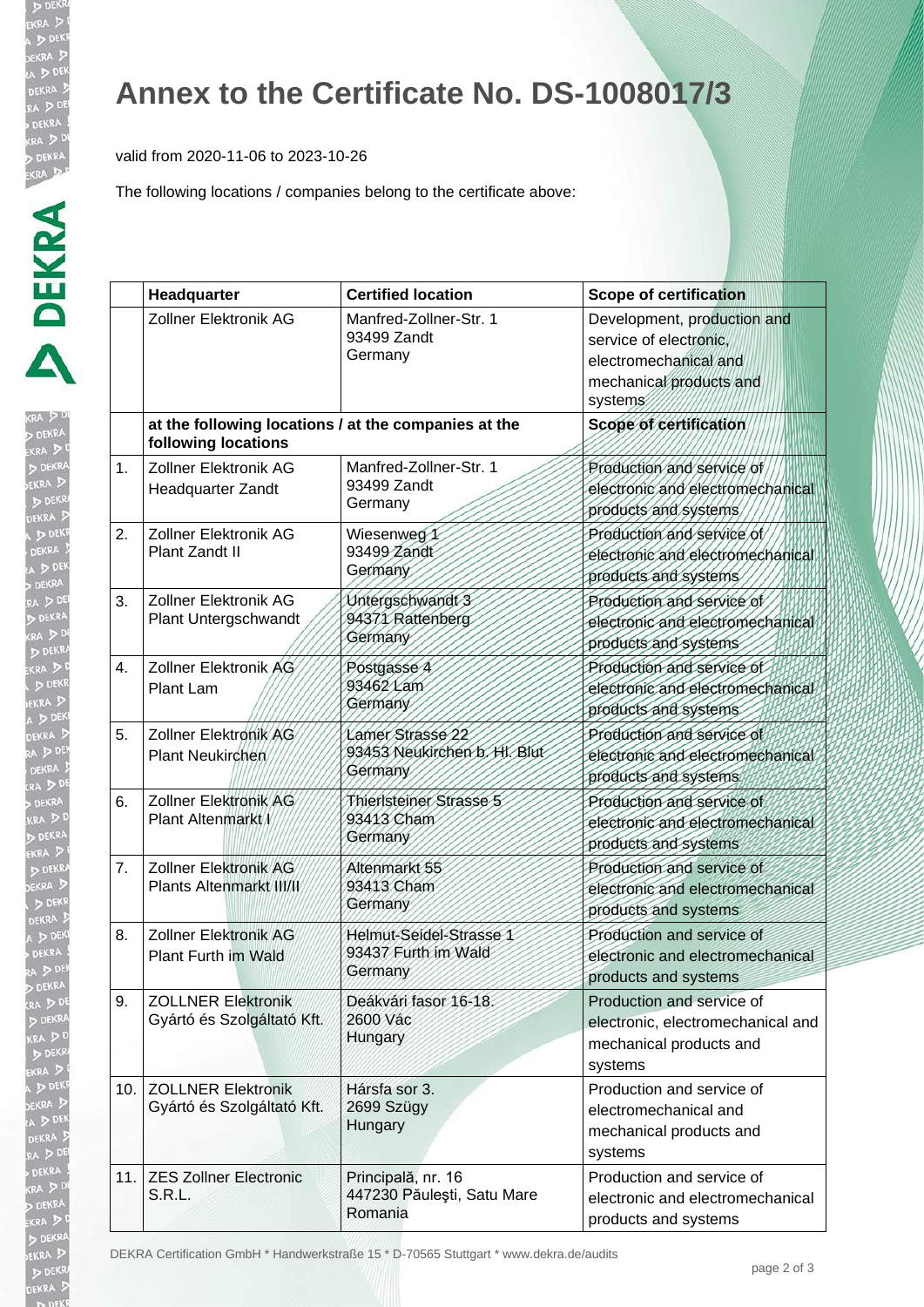# Annex to the Certificate No. DS-1008017/3

valid from 2020-11-06 to 2023-10-26

The following locations / companies belong to the certificate above:

| | Headquarter | Certified location | Scope of certification |
|---|---|---|---|
| | Zollner Elektronik AG | Manfred-Zollner-Str. 1<br>93499 Zandt<br>Germany | Development, production and service of electronic, electromechanical and mechanical products and systems |
| | **at the following locations / at the companies at the following locations** | | **Scope of certification** |
| 1. | Zollner Elektronik AG<br>Headquarter Zandt | Manfred-Zollner-Str. 1<br>93499 Zandt<br>Germany | Production and service of electronic and electromechanical products and systems |
| 2. | Zollner Elektronik AG<br>Plant Zandt II | Wiesenweg 1<br>93499 Zandt<br>Germany | Production and service of electronic and electromechanical products and systems |
| 3. | Zollner Elektronik AG<br>Plant Untergschwandt | Untergschwandt 3<br>94371 Rattenberg<br>Germany | Production and service of electronic and electromechanical products and systems |
| 4. | Zollner Elektronik AG<br>Plant Lam | Postgasse 4<br>93462 Lam<br>Germany | Production and service of electronic and electromechanical products and systems |
| 5. | Zollner Elektronik AG<br>Plant Neukirchen | Lamer Strasse 22<br>93453 Neukirchen b. Hl. Blut<br>Germany | Production and service of electronic and electromechanical products and systems |
| 6. | Zollner Elektronik AG<br>Plant Altenmarkt I | Thierlsteiner Strasse 5<br>93413 Cham<br>Germany | Production and service of electronic and electromechanical products and systems |
| 7. | Zollner Elektronik AG<br>Plants Altenmarkt III/II | Altenmarkt 55<br>93413 Cham<br>Germany | Production and service of electronic and electromechanical products and systems |
| 8. | Zollner Elektronik AG<br>Plant Furth im Wald | Helmut-Seidel-Strasse 1<br>93437 Furth im Wald<br>Germany | Production and service of electronic and electromechanical products and systems |
| 9. | ZOLLNER Elektronik Gyártó és Szolgáltató Kft. | Deákvári fasor 16-18.<br>2600 Vác<br>Hungary | Production and service of electronic, electromechanical and mechanical products and systems |
| 10. | ZOLLNER Elektronik Gyártó és Szolgáltató Kft. | Hársfa sor 3.<br>2699 Szügy<br>Hungary | Production and service of electromechanical and mechanical products and systems |
| 11. | ZES Zollner Electronic S.R.L. | Principală, nr. 16<br>447230 Păuleşti, Satu Mare<br>Romania | Production and service of electronic and electromechanical products and systems |

DEKRA Certification GmbH * Handwerkstraße 15 * D-70565 Stuttgart * www.dekra.de/audits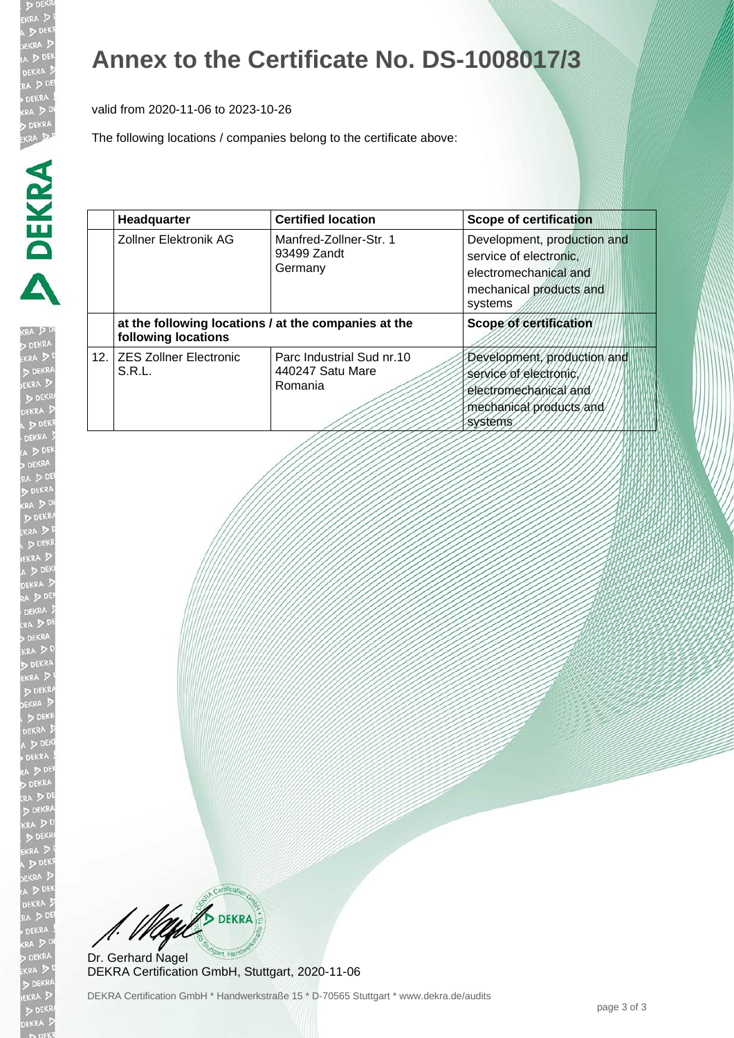# Annex to the Certificate No. DS-1008017/3

valid from 2020-11-06 to 2023-10-26

The following locations / companies belong to the certificate above:

| | Headquarter | Certified location | Scope of certification |
|---|---|---|---|
| | Zollner Elektronik AG | Manfred-Zollner-Str. 1<br>93499 Zandt<br>Germany | Development, production and service of electronic, electromechanical and mechanical products and systems |
| | **at the following locations / at the companies at the following locations** | | **Scope of certification** |
| 12. | ZES Zollner Electronic S.R.L. | Parc Industrial Sud nr.10<br>440247 Satu Mare<br>Romania | Development, production and service of electronic, electromechanical and mechanical products and systems |

Dr. Gerhard Nagel
DEKRA Certification GmbH, Stuttgart, 2020-11-06

DEKRA Certification GmbH * Handwerkstraße 15 * D-70565 Stuttgart * www.dekra.de/audits